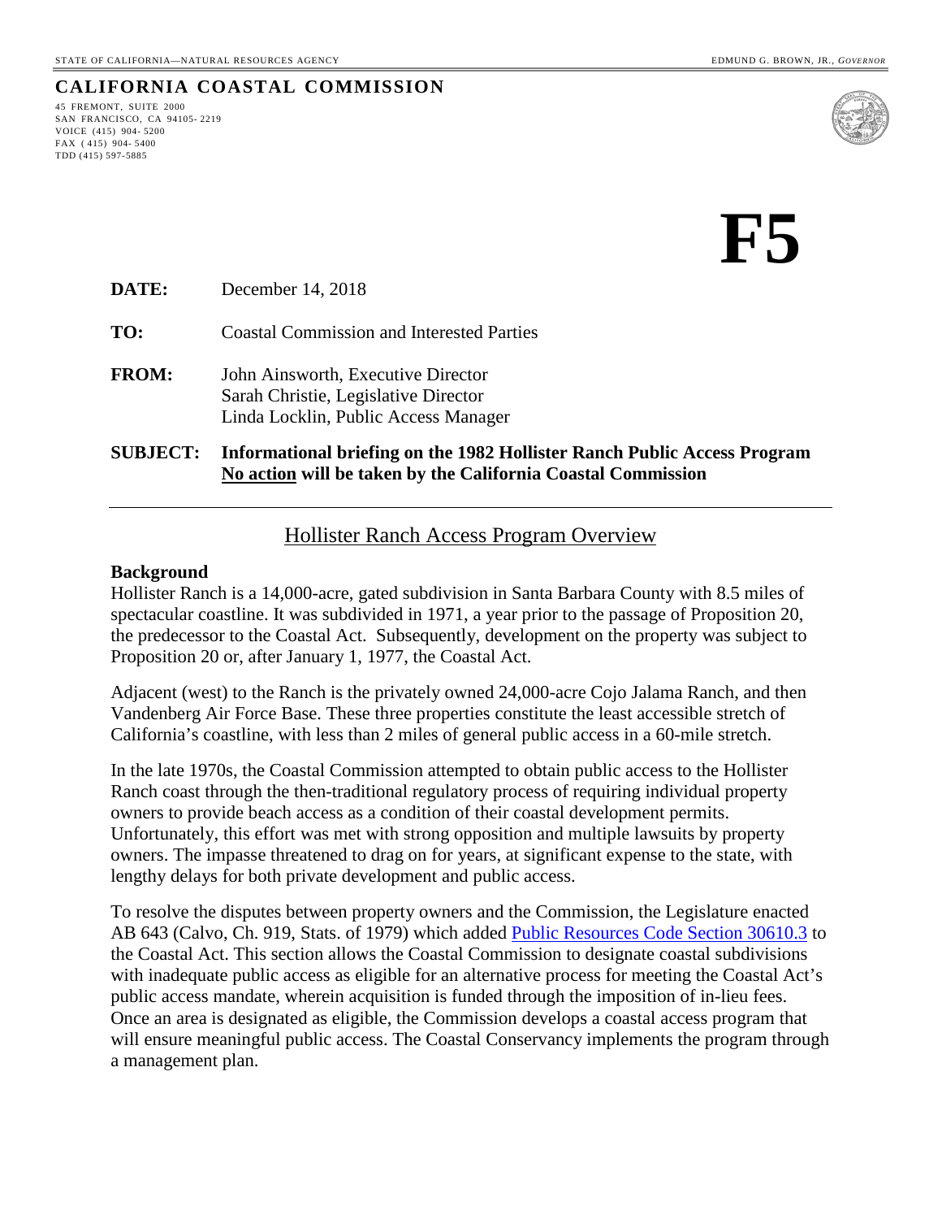STATE OF CALIFORNIA—NATURAL RESOURCES AGENCY EDMUND G. BROWN, JR., *GOVERNOR*

**CALIFORNIA COASTAL COMMISSION**

45 FREMONT, SUITE 2000
SAN FRANCISCO, CA 94105-2219
VOICE (415) 904-5200
FAX (415) 904-5400
TDD (415) 597-5885

# F5

**DATE:** December 14, 2018

**TO:** Coastal Commission and Interested Parties

**FROM:** John Ainsworth, Executive Director
Sarah Christie, Legislative Director
Linda Locklin, Public Access Manager

**SUBJECT: Informational briefing on the 1982 Hollister Ranch Public Access Program**
**No action will be taken by the California Coastal Commission**

---

## Hollister Ranch Access Program Overview

### Background

Hollister Ranch is a 14,000-acre, gated subdivision in Santa Barbara County with 8.5 miles of spectacular coastline. It was subdivided in 1971, a year prior to the passage of Proposition 20, the predecessor to the Coastal Act. Subsequently, development on the property was subject to Proposition 20 or, after January 1, 1977, the Coastal Act.

Adjacent (west) to the Ranch is the privately owned 24,000-acre Cojo Jalama Ranch, and then Vandenberg Air Force Base. These three properties constitute the least accessible stretch of California's coastline, with less than 2 miles of general public access in a 60-mile stretch.

In the late 1970s, the Coastal Commission attempted to obtain public access to the Hollister Ranch coast through the then-traditional regulatory process of requiring individual property owners to provide beach access as a condition of their coastal development permits. Unfortunately, this effort was met with strong opposition and multiple lawsuits by property owners. The impasse threatened to drag on for years, at significant expense to the state, with lengthy delays for both private development and public access.

To resolve the disputes between property owners and the Commission, the Legislature enacted AB 643 (Calvo, Ch. 919, Stats. of 1979) which added Public Resources Code Section 30610.3 to the Coastal Act. This section allows the Coastal Commission to designate coastal subdivisions with inadequate public access as eligible for an alternative process for meeting the Coastal Act's public access mandate, wherein acquisition is funded through the imposition of in-lieu fees. Once an area is designated as eligible, the Commission develops a coastal access program that will ensure meaningful public access. The Coastal Conservancy implements the program through a management plan.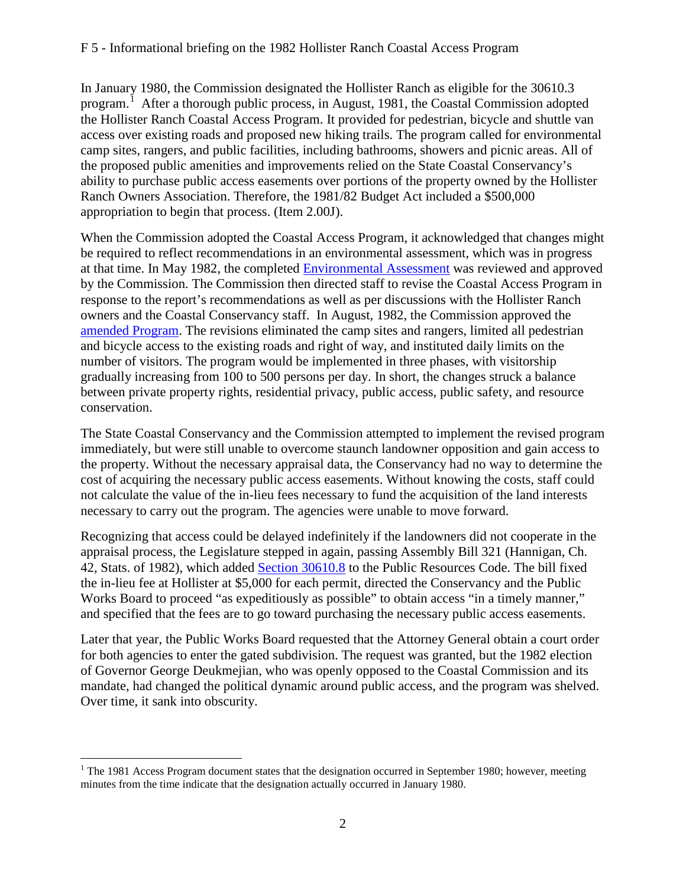In January 1980, the Commission designated the Hollister Ranch as eligible for the 30610.3 program.[1] After a thorough public process, in August, 1981, the Coastal Commission adopted the Hollister Ranch Coastal Access Program. It provided for pedestrian, bicycle and shuttle van access over existing roads and proposed new hiking trails. The program called for environmental camp sites, rangers, and public facilities, including bathrooms, showers and picnic areas. All of the proposed public amenities and improvements relied on the State Coastal Conservancy's ability to purchase public access easements over portions of the property owned by the Hollister Ranch Owners Association. Therefore, the 1981/82 Budget Act included a $500,000 appropriation to begin that process. (Item 2.00J).

When the Commission adopted the Coastal Access Program, it acknowledged that changes might be required to reflect recommendations in an environmental assessment, which was in progress at that time. In May 1982, the completed Environmental Assessment was reviewed and approved by the Commission. The Commission then directed staff to revise the Coastal Access Program in response to the report's recommendations as well as per discussions with the Hollister Ranch owners and the Coastal Conservancy staff. In August, 1982, the Commission approved the amended Program. The revisions eliminated the camp sites and rangers, limited all pedestrian and bicycle access to the existing roads and right of way, and instituted daily limits on the number of visitors. The program would be implemented in three phases, with visitorship gradually increasing from 100 to 500 persons per day. In short, the changes struck a balance between private property rights, residential privacy, public access, public safety, and resource conservation.

The State Coastal Conservancy and the Commission attempted to implement the revised program immediately, but were still unable to overcome staunch landowner opposition and gain access to the property. Without the necessary appraisal data, the Conservancy had no way to determine the cost of acquiring the necessary public access easements. Without knowing the costs, staff could not calculate the value of the in-lieu fees necessary to fund the acquisition of the land interests necessary to carry out the program. The agencies were unable to move forward.

Recognizing that access could be delayed indefinitely if the landowners did not cooperate in the appraisal process, the Legislature stepped in again, passing Assembly Bill 321 (Hannigan, Ch. 42, Stats. of 1982), which added Section 30610.8 to the Public Resources Code. The bill fixed the in-lieu fee at Hollister at $5,000 for each permit, directed the Conservancy and the Public Works Board to proceed "as expeditiously as possible" to obtain access "in a timely manner," and specified that the fees are to go toward purchasing the necessary public access easements.

Later that year, the Public Works Board requested that the Attorney General obtain a court order for both agencies to enter the gated subdivision. The request was granted, but the 1982 election of Governor George Deukmejian, who was openly opposed to the Coastal Commission and its mandate, had changed the political dynamic around public access, and the program was shelved. Over time, it sank into obscurity.

---

[1] The 1981 Access Program document states that the designation occurred in September 1980; however, meeting minutes from the time indicate that the designation actually occurred in January 1980.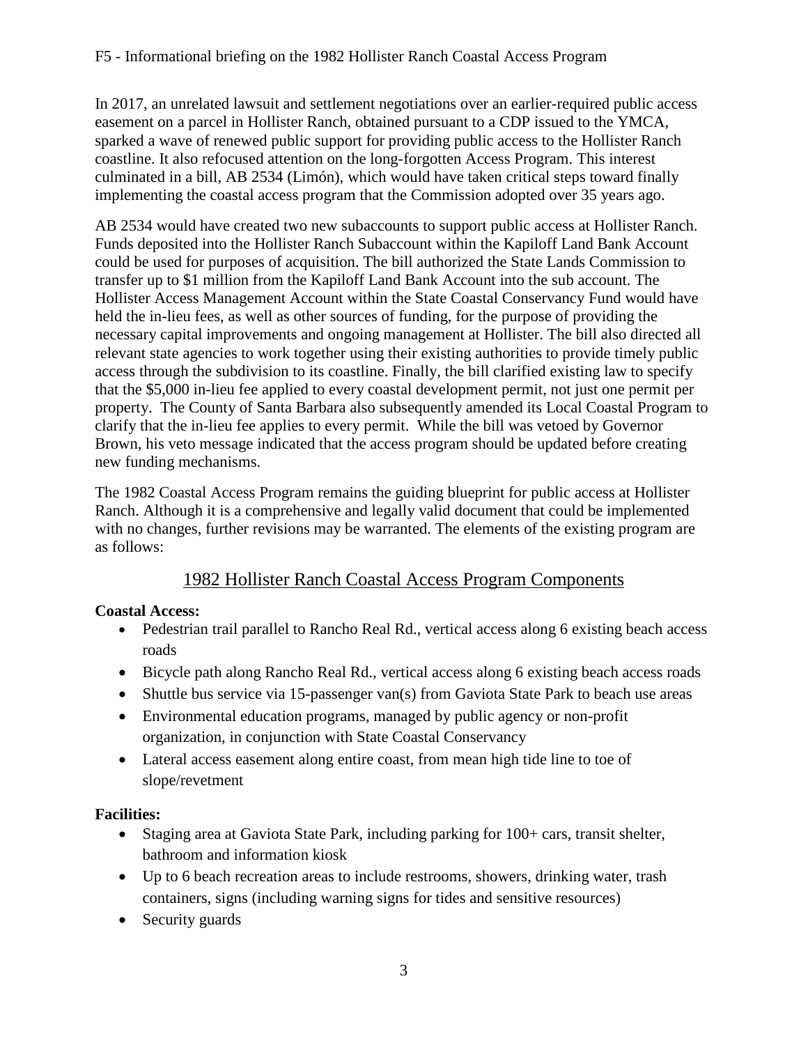In 2017, an unrelated lawsuit and settlement negotiations over an earlier-required public access easement on a parcel in Hollister Ranch, obtained pursuant to a CDP issued to the YMCA, sparked a wave of renewed public support for providing public access to the Hollister Ranch coastline. It also refocused attention on the long-forgotten Access Program. This interest culminated in a bill, AB 2534 (Limón), which would have taken critical steps toward finally implementing the coastal access program that the Commission adopted over 35 years ago.

AB 2534 would have created two new subaccounts to support public access at Hollister Ranch. Funds deposited into the Hollister Ranch Subaccount within the Kapiloff Land Bank Account could be used for purposes of acquisition. The bill authorized the State Lands Commission to transfer up to $1 million from the Kapiloff Land Bank Account into the sub account. The Hollister Access Management Account within the State Coastal Conservancy Fund would have held the in-lieu fees, as well as other sources of funding, for the purpose of providing the necessary capital improvements and ongoing management at Hollister. The bill also directed all relevant state agencies to work together using their existing authorities to provide timely public access through the subdivision to its coastline. Finally, the bill clarified existing law to specify that the $5,000 in-lieu fee applied to every coastal development permit, not just one permit per property. The County of Santa Barbara also subsequently amended its Local Coastal Program to clarify that the in-lieu fee applies to every permit. While the bill was vetoed by Governor Brown, his veto message indicated that the access program should be updated before creating new funding mechanisms.

The 1982 Coastal Access Program remains the guiding blueprint for public access at Hollister Ranch. Although it is a comprehensive and legally valid document that could be implemented with no changes, further revisions may be warranted. The elements of the existing program are as follows:

## 1982 Hollister Ranch Coastal Access Program Components

**Coastal Access:**

- Pedestrian trail parallel to Rancho Real Rd., vertical access along 6 existing beach access roads
- Bicycle path along Rancho Real Rd., vertical access along 6 existing beach access roads
- Shuttle bus service via 15-passenger van(s) from Gaviota State Park to beach use areas
- Environmental education programs, managed by public agency or non-profit organization, in conjunction with State Coastal Conservancy
- Lateral access easement along entire coast, from mean high tide line to toe of slope/revetment

**Facilities:**

- Staging area at Gaviota State Park, including parking for 100+ cars, transit shelter, bathroom and information kiosk
- Up to 6 beach recreation areas to include restrooms, showers, drinking water, trash containers, signs (including warning signs for tides and sensitive resources)
- Security guards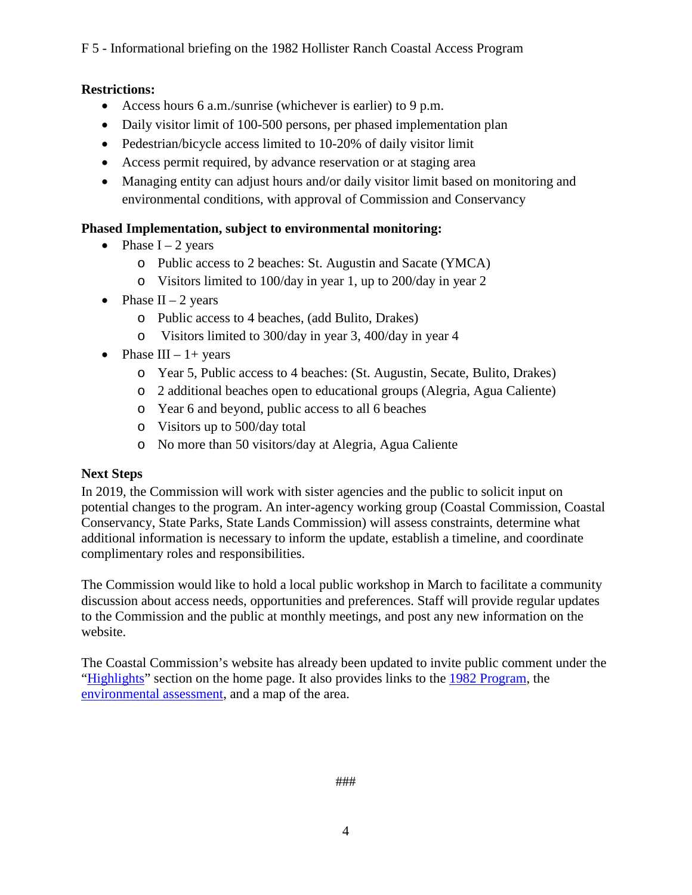**Restrictions:**

- Access hours 6 a.m./sunrise (whichever is earlier) to 9 p.m.
- Daily visitor limit of 100-500 persons, per phased implementation plan
- Pedestrian/bicycle access limited to 10-20% of daily visitor limit
- Access permit required, by advance reservation or at staging area
- Managing entity can adjust hours and/or daily visitor limit based on monitoring and environmental conditions, with approval of Commission and Conservancy

**Phased Implementation, subject to environmental monitoring:**

- Phase I – 2 years
  - Public access to 2 beaches: St. Augustin and Sacate (YMCA)
  - Visitors limited to 100/day in year 1, up to 200/day in year 2
- Phase II – 2 years
  - Public access to 4 beaches, (add Bulito, Drakes)
  - Visitors limited to 300/day in year 3, 400/day in year 4
- Phase III – 1+ years
  - Year 5, Public access to 4 beaches: (St. Augustin, Secate, Bulito, Drakes)
  - 2 additional beaches open to educational groups (Alegria, Agua Caliente)
  - Year 6 and beyond, public access to all 6 beaches
  - Visitors up to 500/day total
  - No more than 50 visitors/day at Alegria, Agua Caliente

**Next Steps**

In 2019, the Commission will work with sister agencies and the public to solicit input on potential changes to the program. An inter-agency working group (Coastal Commission, Coastal Conservancy, State Parks, State Lands Commission) will assess constraints, determine what additional information is necessary to inform the update, establish a timeline, and coordinate complimentary roles and responsibilities.

The Commission would like to hold a local public workshop in March to facilitate a community discussion about access needs, opportunities and preferences. Staff will provide regular updates to the Commission and the public at monthly meetings, and post any new information on the website.

The Coastal Commission's website has already been updated to invite public comment under the "Highlights" section on the home page. It also provides links to the 1982 Program, the environmental assessment, and a map of the area.

###